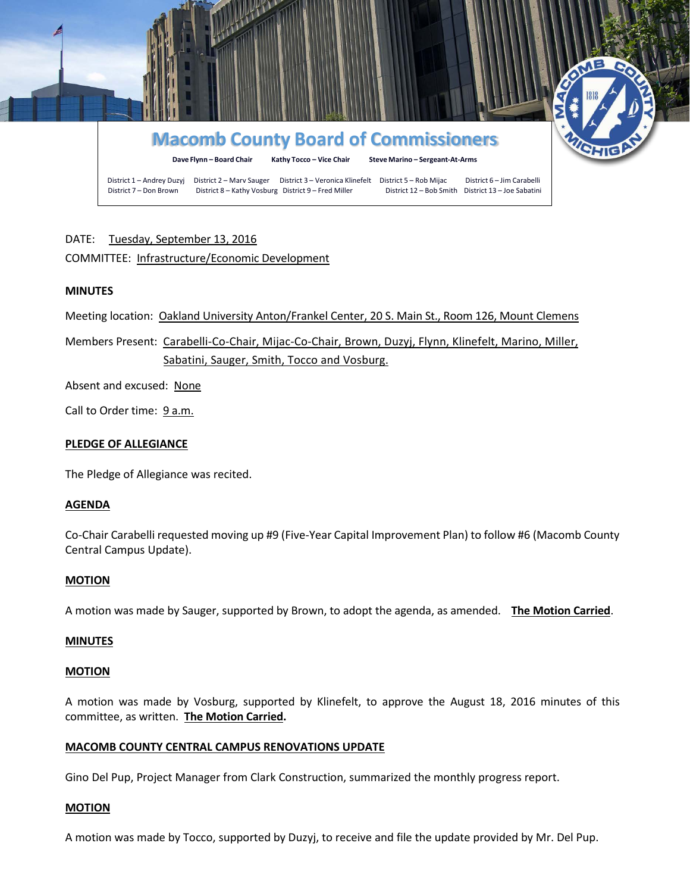# Macomb County Board of Commissioners

**Dave Flynn – Board Chair** **Kathy Tocco – Vice Chair** **Steve Marino – Sergeant-At-Arms**

District 1 – Andrey Duzyj District 2 – Marv Sauger District 3 – Veronica Klinefelt District 5 – Rob Mijac District 6 – Jim Carabelli
District 7 – Don Brown District 8 – Kathy Vosburg District 9 – Fred Miller District 12 – Bob Smith District 13 – Joe Sabatini

DATE: Tuesday, September 13, 2016

COMMITTEE: Infrastructure/Economic Development

**MINUTES**

Meeting location: Oakland University Anton/Frankel Center, 20 S. Main St., Room 126, Mount Clemens

Members Present: Carabelli-Co-Chair, Mijac-Co-Chair, Brown, Duzyj, Flynn, Klinefelt, Marino, Miller, Sabatini, Sauger, Smith, Tocco and Vosburg.

Absent and excused: None

Call to Order time: 9 a.m.

**PLEDGE OF ALLEGIANCE**

The Pledge of Allegiance was recited.

**AGENDA**

Co-Chair Carabelli requested moving up #9 (Five-Year Capital Improvement Plan) to follow #6 (Macomb County Central Campus Update).

**MOTION**

A motion was made by Sauger, supported by Brown, to adopt the agenda, as amended. **The Motion Carried**.

**MINUTES**

**MOTION**

A motion was made by Vosburg, supported by Klinefelt, to approve the August 18, 2016 minutes of this committee, as written. **The Motion Carried.**

**MACOMB COUNTY CENTRAL CAMPUS RENOVATIONS UPDATE**

Gino Del Pup, Project Manager from Clark Construction, summarized the monthly progress report.

**MOTION**

A motion was made by Tocco, supported by Duzyj, to receive and file the update provided by Mr. Del Pup.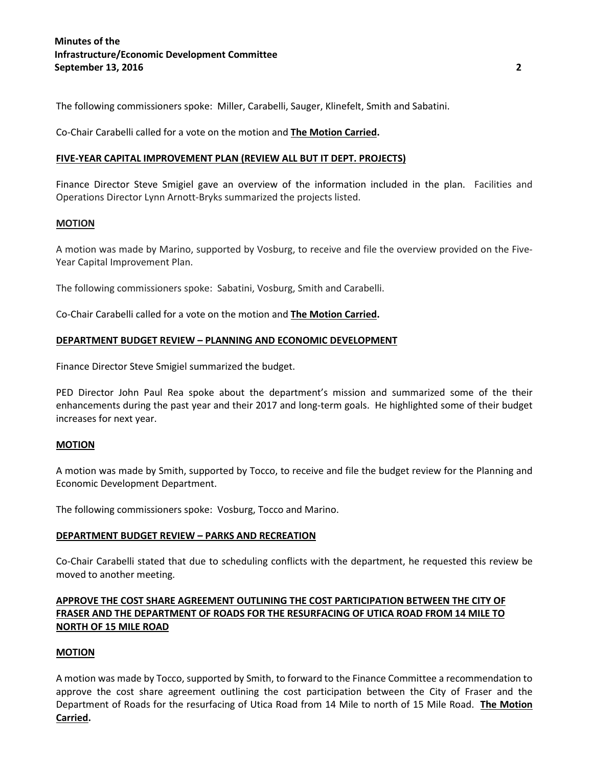The following commissioners spoke: Miller, Carabelli, Sauger, Klinefelt, Smith and Sabatini.

Co-Chair Carabelli called for a vote on the motion and **The Motion Carried.**

**FIVE-YEAR CAPITAL IMPROVEMENT PLAN (REVIEW ALL BUT IT DEPT. PROJECTS)**

Finance Director Steve Smigiel gave an overview of the information included in the plan. Facilities and Operations Director Lynn Arnott-Bryks summarized the projects listed.

**MOTION**

A motion was made by Marino, supported by Vosburg, to receive and file the overview provided on the Five-Year Capital Improvement Plan.

The following commissioners spoke: Sabatini, Vosburg, Smith and Carabelli.

Co-Chair Carabelli called for a vote on the motion and **The Motion Carried.**

**DEPARTMENT BUDGET REVIEW – PLANNING AND ECONOMIC DEVELOPMENT**

Finance Director Steve Smigiel summarized the budget.

PED Director John Paul Rea spoke about the department's mission and summarized some of the their enhancements during the past year and their 2017 and long-term goals. He highlighted some of their budget increases for next year.

**MOTION**

A motion was made by Smith, supported by Tocco, to receive and file the budget review for the Planning and Economic Development Department.

The following commissioners spoke: Vosburg, Tocco and Marino.

**DEPARTMENT BUDGET REVIEW – PARKS AND RECREATION**

Co-Chair Carabelli stated that due to scheduling conflicts with the department, he requested this review be moved to another meeting.

**APPROVE THE COST SHARE AGREEMENT OUTLINING THE COST PARTICIPATION BETWEEN THE CITY OF FRASER AND THE DEPARTMENT OF ROADS FOR THE RESURFACING OF UTICA ROAD FROM 14 MILE TO NORTH OF 15 MILE ROAD**

**MOTION**

A motion was made by Tocco, supported by Smith, to forward to the Finance Committee a recommendation to approve the cost share agreement outlining the cost participation between the City of Fraser and the Department of Roads for the resurfacing of Utica Road from 14 Mile to north of 15 Mile Road. **The Motion Carried.**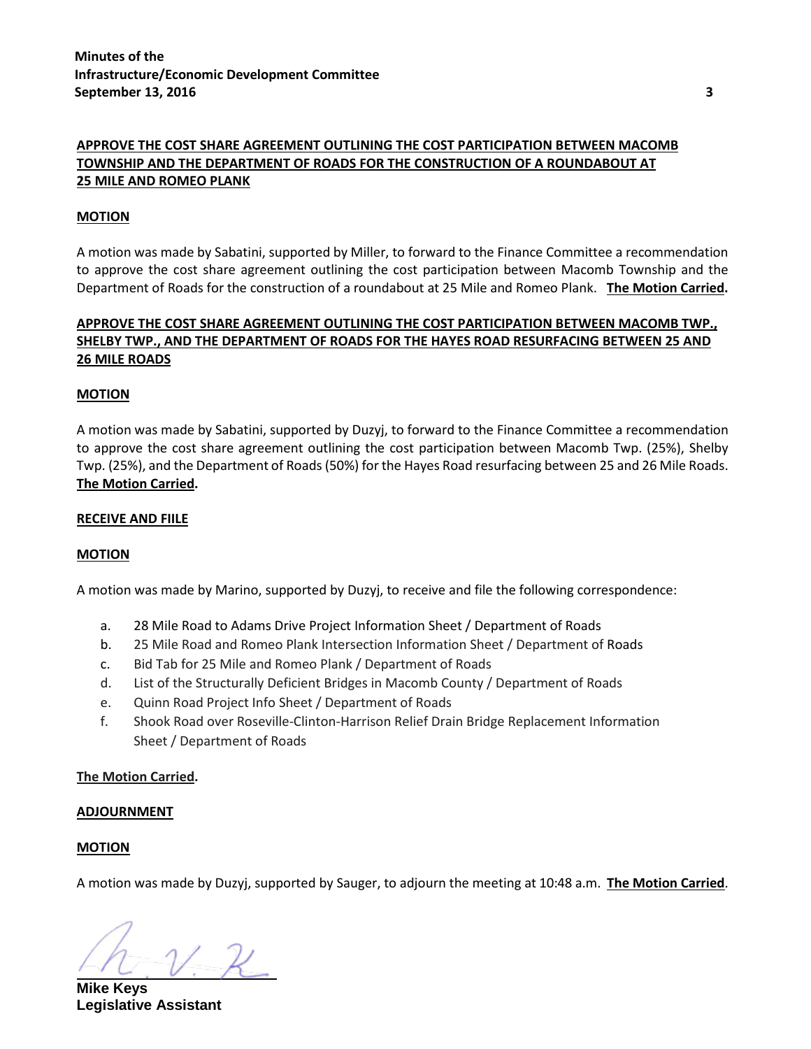**APPROVE THE COST SHARE AGREEMENT OUTLINING THE COST PARTICIPATION BETWEEN MACOMB TOWNSHIP AND THE DEPARTMENT OF ROADS FOR THE CONSTRUCTION OF A ROUNDABOUT AT 25 MILE AND ROMEO PLANK**

**MOTION**

A motion was made by Sabatini, supported by Miller, to forward to the Finance Committee a recommendation to approve the cost share agreement outlining the cost participation between Macomb Township and the Department of Roads for the construction of a roundabout at 25 Mile and Romeo Plank. **The Motion Carried.**

**APPROVE THE COST SHARE AGREEMENT OUTLINING THE COST PARTICIPATION BETWEEN MACOMB TWP., SHELBY TWP., AND THE DEPARTMENT OF ROADS FOR THE HAYES ROAD RESURFACING BETWEEN 25 AND 26 MILE ROADS**

**MOTION**

A motion was made by Sabatini, supported by Duzyj, to forward to the Finance Committee a recommendation to approve the cost share agreement outlining the cost participation between Macomb Twp. (25%), Shelby Twp. (25%), and the Department of Roads (50%) for the Hayes Road resurfacing between 25 and 26 Mile Roads. **The Motion Carried.**

**RECEIVE AND FIILE**

**MOTION**

A motion was made by Marino, supported by Duzyj, to receive and file the following correspondence:

a. 28 Mile Road to Adams Drive Project Information Sheet / Department of Roads
b. 25 Mile Road and Romeo Plank Intersection Information Sheet / Department of Roads
c. Bid Tab for 25 Mile and Romeo Plank / Department of Roads
d. List of the Structurally Deficient Bridges in Macomb County / Department of Roads
e. Quinn Road Project Info Sheet / Department of Roads
f. Shook Road over Roseville-Clinton-Harrison Relief Drain Bridge Replacement Information Sheet / Department of Roads

**The Motion Carried.**

**ADJOURNMENT**

**MOTION**

A motion was made by Duzyj, supported by Sauger, to adjourn the meeting at 10:48 a.m. **The Motion Carried**.

**Mike Keys**
**Legislative Assistant**